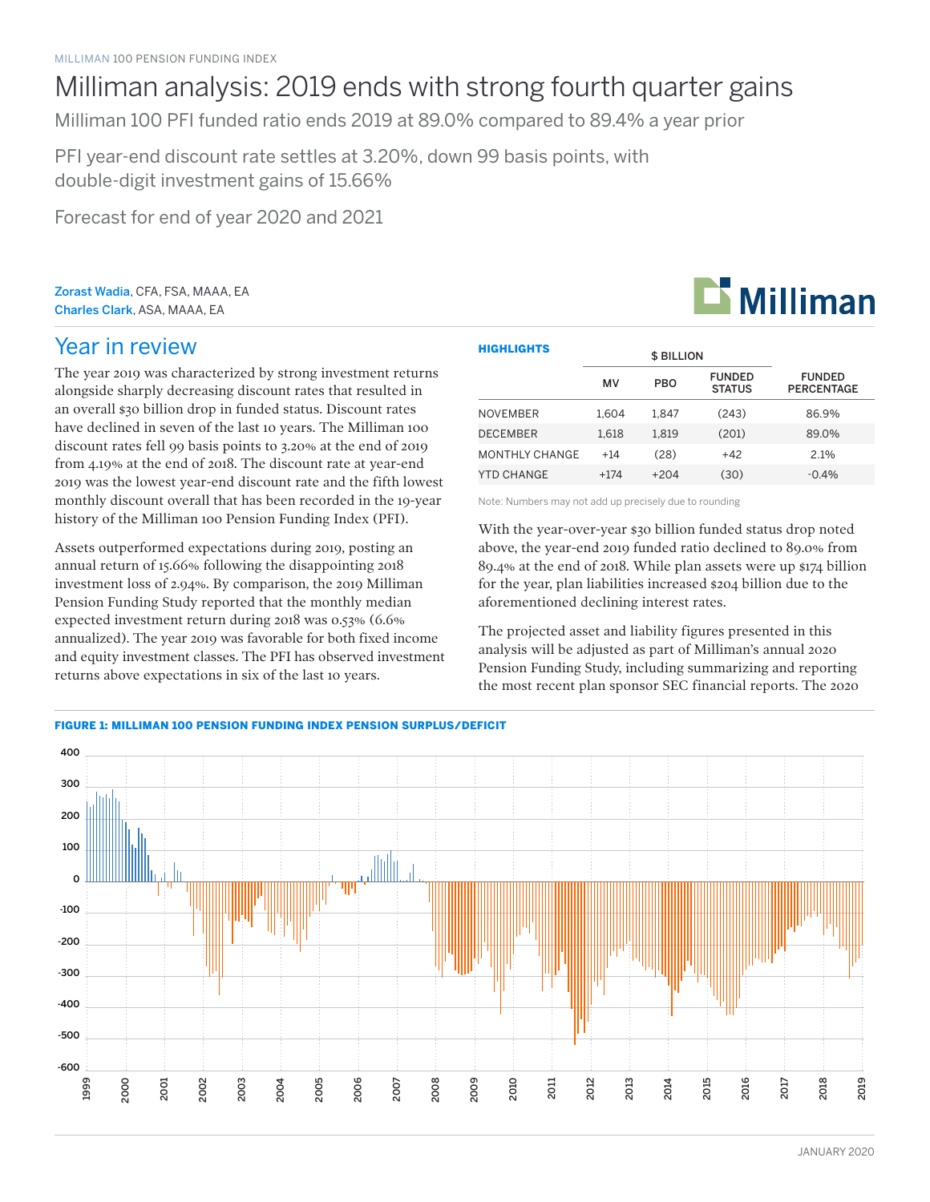MILLIMAN 100 PENSION FUNDING INDEX

# Milliman analysis: 2019 ends with strong fourth quarter gains

Milliman 100 PFI funded ratio ends 2019 at 89.0% compared to 89.4% a year prior

PFI year-end discount rate settles at 3.20%, down 99 basis points, with double-digit investment gains of 15.66%

Forecast for end of year 2020 and 2021

**Zorast Wadia**, CFA, FSA, MAAA, EA
**Charles Clark**, ASA, MAAA, EA

## Year in review

The year 2019 was characterized by strong investment returns alongside sharply decreasing discount rates that resulted in an overall $30 billion drop in funded status. Discount rates have declined in seven of the last 10 years. The Milliman 100 discount rates fell 99 basis points to 3.20% at the end of 2019 from 4.19% at the end of 2018. The discount rate at year-end 2019 was the lowest year-end discount rate and the fifth lowest monthly discount overall that has been recorded in the 19-year history of the Milliman 100 Pension Funding Index (PFI).

Assets outperformed expectations during 2019, posting an annual return of 15.66% following the disappointing 2018 investment loss of 2.94%. By comparison, the 2019 Milliman Pension Funding Study reported that the monthly median expected investment return during 2018 was 0.53% (6.6% annualized). The year 2019 was favorable for both fixed income and equity investment classes. The PFI has observed investment returns above expectations in six of the last 10 years.

**HIGHLIGHTS**

| | $ BILLION | | | |
|---|---|---|---|---|
| | MV | PBO | FUNDED STATUS | FUNDED PERCENTAGE |
| NOVEMBER | 1,604 | 1,847 | (243) | 86.9% |
| DECEMBER | 1,618 | 1,819 | (201) | 89.0% |
| MONTHLY CHANGE | +14 | (28) | +42 | 2.1% |
| YTD CHANGE | +174 | +204 | (30) | -0.4% |

Note: Numbers may not add up precisely due to rounding

With the year-over-year $30 billion funded status drop noted above, the year-end 2019 funded ratio declined to 89.0% from 89.4% at the end of 2018. While plan assets were up $174 billion for the year, plan liabilities increased $204 billion due to the aforementioned declining interest rates.

The projected asset and liability figures presented in this analysis will be adjusted as part of Milliman's annual 2020 Pension Funding Study, including summarizing and reporting the most recent plan sponsor SEC financial reports. The 2020

**FIGURE 1: MILLIMAN 100 PENSION FUNDING INDEX PENSION SURPLUS/DEFICIT**

400
300
200
100
0
-100
-200
-300
-400
-500
-600

1999 2000 2001 2002 2003 2004 2005 2006 2007 2008 2009 2010 2011 2012 2013 2014 2015 2016 2017 2018 2019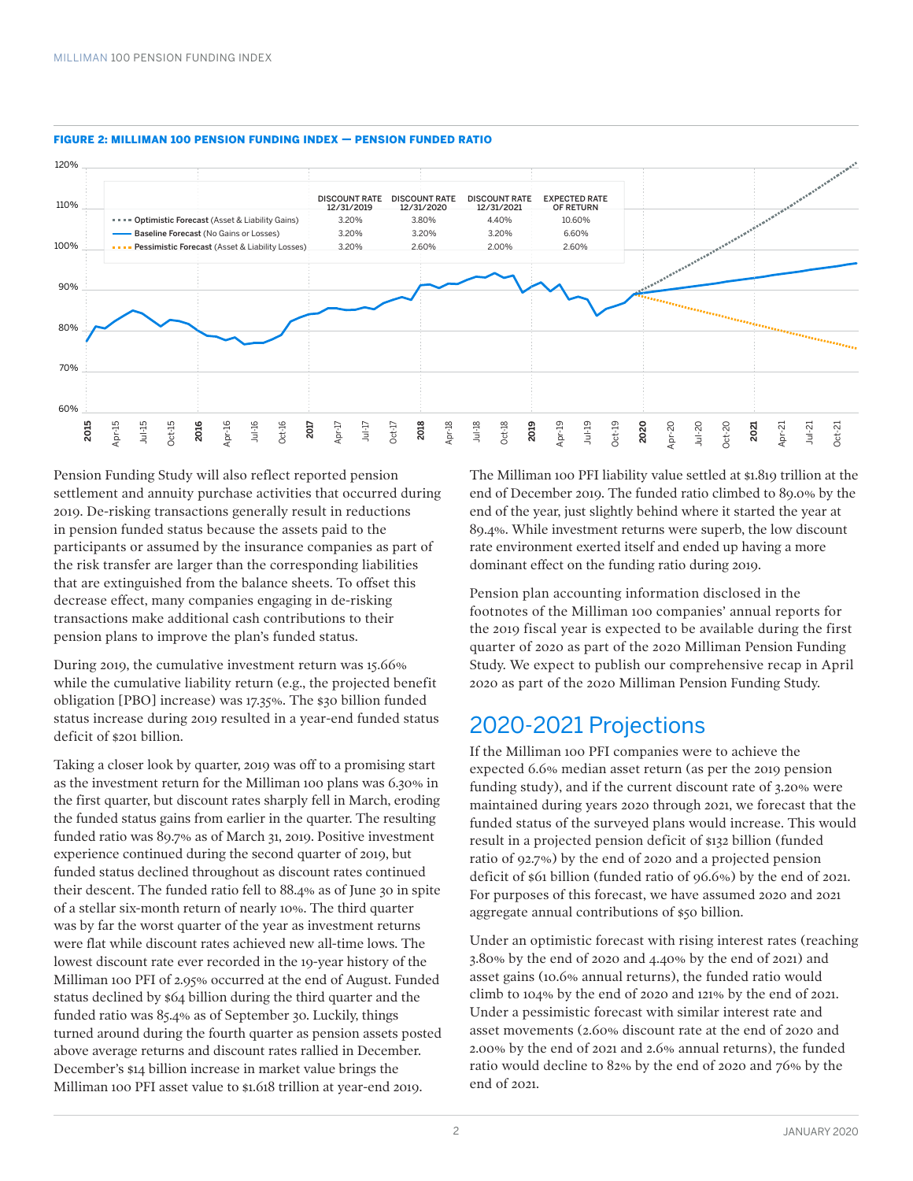**FIGURE 2: MILLIMAN 100 PENSION FUNDING INDEX — PENSION FUNDED RATIO**

| | DISCOUNT RATE 12/31/2019 | DISCOUNT RATE 12/31/2020 | DISCOUNT RATE 12/31/2021 | EXPECTED RATE OF RETURN |
|---|---|---|---|---|
| Optimistic Forecast (Asset & Liability Gains) | 3.20% | 3.80% | 4.40% | 10.60% |
| Baseline Forecast (No Gains or Losses) | 3.20% | 3.20% | 3.20% | 6.60% |
| Pessimistic Forecast (Asset & Liability Losses) | 3.20% | 2.60% | 2.00% | 2.60% |

Pension Funding Study will also reflect reported pension settlement and annuity purchase activities that occurred during 2019. De-risking transactions generally result in reductions in pension funded status because the assets paid to the participants or assumed by the insurance companies as part of the risk transfer are larger than the corresponding liabilities that are extinguished from the balance sheets. To offset this decrease effect, many companies engaging in de-risking transactions make additional cash contributions to their pension plans to improve the plan's funded status.

During 2019, the cumulative investment return was 15.66% while the cumulative liability return (e.g., the projected benefit obligation [PBO] increase) was 17.35%. The $30 billion funded status increase during 2019 resulted in a year-end funded status deficit of $201 billion.

Taking a closer look by quarter, 2019 was off to a promising start as the investment return for the Milliman 100 plans was 6.30% in the first quarter, but discount rates sharply fell in March, eroding the funded status gains from earlier in the quarter. The resulting funded ratio was 89.7% as of March 31, 2019. Positive investment experience continued during the second quarter of 2019, but funded status declined throughout as discount rates continued their descent. The funded ratio fell to 88.4% as of June 30 in spite of a stellar six-month return of nearly 10%. The third quarter was by far the worst quarter of the year as investment returns were flat while discount rates achieved new all-time lows. The lowest discount rate ever recorded in the 19-year history of the Milliman 100 PFI of 2.95% occurred at the end of August. Funded status declined by $64 billion during the third quarter and the funded ratio was 85.4% as of September 30. Luckily, things turned around during the fourth quarter as pension assets posted above average returns and discount rates rallied in December. December's $14 billion increase in market value brings the Milliman 100 PFI asset value to $1.618 trillion at year-end 2019.

The Milliman 100 PFI liability value settled at $1.819 trillion at the end of December 2019. The funded ratio climbed to 89.0% by the end of the year, just slightly behind where it started the year at 89.4%. While investment returns were superb, the low discount rate environment exerted itself and ended up having a more dominant effect on the funding ratio during 2019.

Pension plan accounting information disclosed in the footnotes of the Milliman 100 companies' annual reports for the 2019 fiscal year is expected to be available during the first quarter of 2020 as part of the 2020 Milliman Pension Funding Study. We expect to publish our comprehensive recap in April 2020 as part of the 2020 Milliman Pension Funding Study.

## 2020-2021 Projections

If the Milliman 100 PFI companies were to achieve the expected 6.6% median asset return (as per the 2019 pension funding study), and if the current discount rate of 3.20% were maintained during years 2020 through 2021, we forecast that the funded status of the surveyed plans would increase. This would result in a projected pension deficit of $132 billion (funded ratio of 92.7%) by the end of 2020 and a projected pension deficit of $61 billion (funded ratio of 96.6%) by the end of 2021. For purposes of this forecast, we have assumed 2020 and 2021 aggregate annual contributions of $50 billion.

Under an optimistic forecast with rising interest rates (reaching 3.80% by the end of 2020 and 4.40% by the end of 2021) and asset gains (10.6% annual returns), the funded ratio would climb to 104% by the end of 2020 and 121% by the end of 2021. Under a pessimistic forecast with similar interest rate and asset movements (2.60% discount rate at the end of 2020 and 2.00% by the end of 2021 and 2.6% annual returns), the funded ratio would decline to 82% by the end of 2020 and 76% by the end of 2021.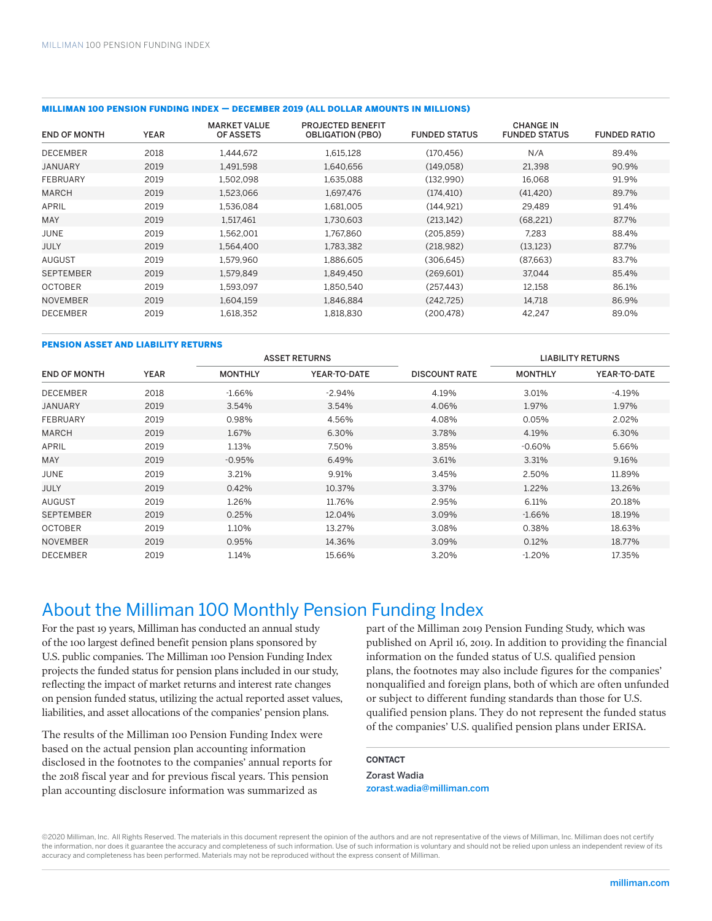### MILLIMAN 100 PENSION FUNDING INDEX — DECEMBER 2019 (ALL DOLLAR AMOUNTS IN MILLIONS)

| END OF MONTH | YEAR | MARKET VALUE OF ASSETS | PROJECTED BENEFIT OBLIGATION (PBO) | FUNDED STATUS | CHANGE IN FUNDED STATUS | FUNDED RATIO |
|---|---|---|---|---|---|---|
| DECEMBER | 2018 | 1,444,672 | 1,615,128 | (170,456) | N/A | 89.4% |
| JANUARY | 2019 | 1,491,598 | 1,640,656 | (149,058) | 21,398 | 90.9% |
| FEBRUARY | 2019 | 1,502,098 | 1,635,088 | (132,990) | 16,068 | 91.9% |
| MARCH | 2019 | 1,523,066 | 1,697,476 | (174,410) | (41,420) | 89.7% |
| APRIL | 2019 | 1,536,084 | 1,681,005 | (144,921) | 29,489 | 91.4% |
| MAY | 2019 | 1,517,461 | 1,730,603 | (213,142) | (68,221) | 87.7% |
| JUNE | 2019 | 1,562,001 | 1,767,860 | (205,859) | 7,283 | 88.4% |
| JULY | 2019 | 1,564,400 | 1,783,382 | (218,982) | (13,123) | 87.7% |
| AUGUST | 2019 | 1,579,960 | 1,886,605 | (306,645) | (87,663) | 83.7% |
| SEPTEMBER | 2019 | 1,579,849 | 1,849,450 | (269,601) | 37,044 | 85.4% |
| OCTOBER | 2019 | 1,593,097 | 1,850,540 | (257,443) | 12,158 | 86.1% |
| NOVEMBER | 2019 | 1,604,159 | 1,846,884 | (242,725) | 14,718 | 86.9% |
| DECEMBER | 2019 | 1,618,352 | 1,818,830 | (200,478) | 42,247 | 89.0% |

### PENSION ASSET AND LIABILITY RETURNS

| | | ASSET RETURNS | | | LIABILITY RETURNS | |
|---|---|---|---|---|---|---|
| END OF MONTH | YEAR | MONTHLY | YEAR-TO-DATE | DISCOUNT RATE | MONTHLY | YEAR-TO-DATE |
| DECEMBER | 2018 | -1.66% | -2.94% | 4.19% | 3.01% | -4.19% |
| JANUARY | 2019 | 3.54% | 3.54% | 4.06% | 1.97% | 1.97% |
| FEBRUARY | 2019 | 0.98% | 4.56% | 4.08% | 0.05% | 2.02% |
| MARCH | 2019 | 1.67% | 6.30% | 3.78% | 4.19% | 6.30% |
| APRIL | 2019 | 1.13% | 7.50% | 3.85% | -0.60% | 5.66% |
| MAY | 2019 | -0.95% | 6.49% | 3.61% | 3.31% | 9.16% |
| JUNE | 2019 | 3.21% | 9.91% | 3.45% | 2.50% | 11.89% |
| JULY | 2019 | 0.42% | 10.37% | 3.37% | 1.22% | 13.26% |
| AUGUST | 2019 | 1.26% | 11.76% | 2.95% | 6.11% | 20.18% |
| SEPTEMBER | 2019 | 0.25% | 12.04% | 3.09% | -1.66% | 18.19% |
| OCTOBER | 2019 | 1.10% | 13.27% | 3.08% | 0.38% | 18.63% |
| NOVEMBER | 2019 | 0.95% | 14.36% | 3.09% | 0.12% | 18.77% |
| DECEMBER | 2019 | 1.14% | 15.66% | 3.20% | -1.20% | 17.35% |

## About the Milliman 100 Monthly Pension Funding Index

For the past 19 years, Milliman has conducted an annual study of the 100 largest defined benefit pension plans sponsored by U.S. public companies. The Milliman 100 Pension Funding Index projects the funded status for pension plans included in our study, reflecting the impact of market returns and interest rate changes on pension funded status, utilizing the actual reported asset values, liabilities, and asset allocations of the companies' pension plans.

The results of the Milliman 100 Pension Funding Index were based on the actual pension plan accounting information disclosed in the footnotes to the companies' annual reports for the 2018 fiscal year and for previous fiscal years. This pension plan accounting disclosure information was summarized as part of the Milliman 2019 Pension Funding Study, which was published on April 16, 2019. In addition to providing the financial information on the funded status of U.S. qualified pension plans, the footnotes may also include figures for the companies' nonqualified and foreign plans, both of which are often unfunded or subject to different funding standards than those for U.S. qualified pension plans. They do not represent the funded status of the companies' U.S. qualified pension plans under ERISA.

**CONTACT**

Zorast Wadia
zorast.wadia@milliman.com

©2020 Milliman, Inc. All Rights Reserved. The materials in this document represent the opinion of the authors and are not representative of the views of Milliman, Inc. Milliman does not certify the information, nor does it guarantee the accuracy and completeness of such information. Use of such information is voluntary and should not be relied upon unless an independent review of its accuracy and completeness has been performed. Materials may not be reproduced without the express consent of Milliman.

milliman.com